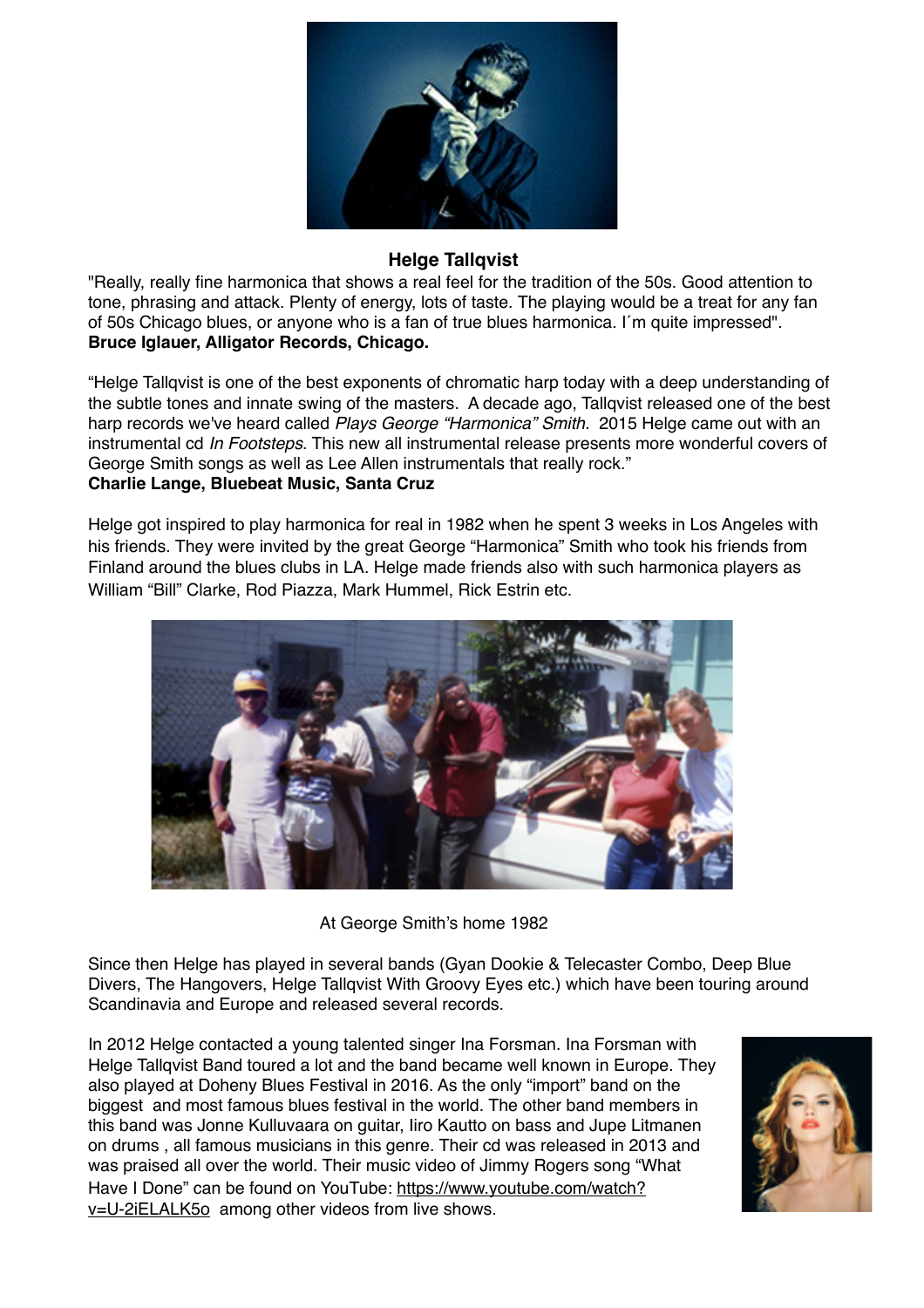## Helge Tallqvist

"Really, really fine harmonica that shows a real feel for the tradition of the 50s. Good attention to tone, phrasing and attack. Plenty of energy, lots of taste. The playing would be a treat for any fan of 50s Chicago blues, or anyone who is a fan of true blues harmonica. I´m quite impressed".
**Bruce Iglauer, Alligator Records, Chicago.**

“Helge Tallqvist is one of the best exponents of chromatic harp today with a deep understanding of the subtle tones and innate swing of the masters. A decade ago, Tallqvist released one of the best harp records we've heard called *Plays George “Harmonica” Smith.* 2015 Helge came out with an instrumental cd *In Footsteps.* This new all instrumental release presents more wonderful covers of George Smith songs as well as Lee Allen instrumentals that really rock.”
**Charlie Lange, Bluebeat Music, Santa Cruz**

Helge got inspired to play harmonica for real in 1982 when he spent 3 weeks in Los Angeles with his friends. They were invited by the great George “Harmonica” Smith who took his friends from Finland around the blues clubs in LA. Helge made friends also with such harmonica players as William “Bill” Clarke, Rod Piazza, Mark Hummel, Rick Estrin etc.

At George Smith’s home 1982

Since then Helge has played in several bands (Gyan Dookie & Telecaster Combo, Deep Blue Divers, The Hangovers, Helge Tallqvist With Groovy Eyes etc.) which have been touring around Scandinavia and Europe and released several records.

In 2012 Helge contacted a young talented singer Ina Forsman. Ina Forsman with Helge Tallqvist Band toured a lot and the band became well known in Europe. They also played at Doheny Blues Festival in 2016. As the only “import” band on the biggest and most famous blues festival in the world. The other band members in this band was Jonne Kulluvaara on guitar, Iiro Kautto on bass and Jupe Litmanen on drums , all famous musicians in this genre. Their cd was released in 2013 and was praised all over the world. Their music video of Jimmy Rogers song “What Have I Done” can be found on YouTube: https://www.youtube.com/watch?v=U-2iELALK5o among other videos from live shows.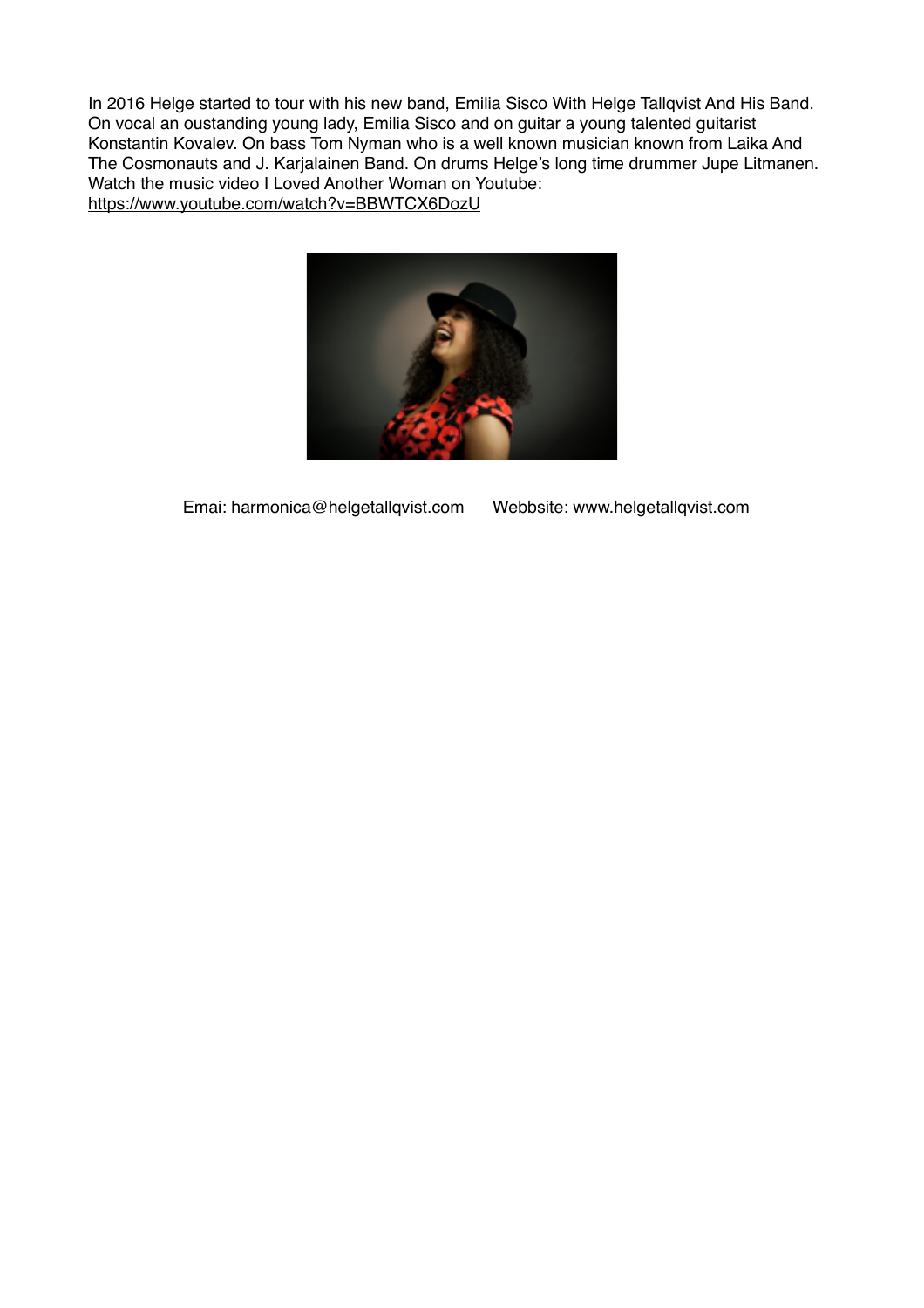In 2016 Helge started to tour with his new band, Emilia Sisco With Helge Tallqvist And His Band. On vocal an oustanding young lady, Emilia Sisco and on guitar a young talented guitarist Konstantin Kovalev. On bass Tom Nyman who is a well known musician known from Laika And The Cosmonauts and J. Karjalainen Band. On drums Helge's long time drummer Jupe Litmanen. Watch the music video I Loved Another Woman on Youtube: https://www.youtube.com/watch?v=BBWTCX6DozU

Emai: harmonica@helgetallqvist.com Webbsite: www.helgetallqvist.com